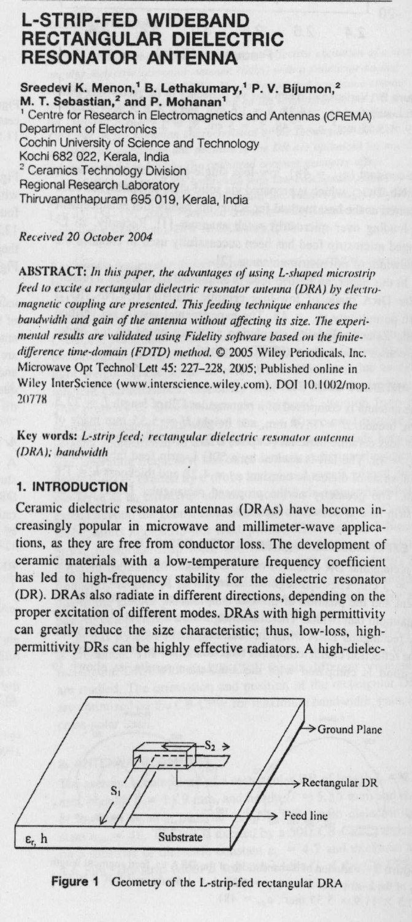# L-STRIP-FED WIDEBAND RECTANGULAR DIELECTRIC RESONATOR ANTENNA

Sreedevi K. Menon,[1] B. Lethakumary,[1] P. V. Bijumon,[2] M. T. Sebastian,[2] and P. Mohanan[1]

[1] Centre for Research in Electromagnetics and Antennas (CREMA) Department of Electronics Cochin University of Science and Technology Kochi 682 022, Kerala, India

[2] Ceramics Technology Division Regional Research Laboratory Thiruvananthapuram 695 019, Kerala, India

*Received 20 October 2004*

**ABSTRACT:** *In this paper, the advantages of using L-shaped microstrip feed to excite a rectangular dielectric resonator antenna (DRA) by electromagnetic coupling are presented. This feeding technique enhances the bandwidth and gain of the antenna without affecting its size. The experimental results are validated using Fidelity software based on the finite-difference time-domain (FDTD) method.* © 2005 Wiley Periodicals, Inc. Microwave Opt Technol Lett 45: 227–228, 2005; Published online in Wiley InterScience (www.interscience.wiley.com). DOI 10.1002/mop.20778

**Key words:** *L-strip feed; rectangular dielectric resonator antenna (DRA); bandwidth*

## 1. INTRODUCTION

Ceramic dielectric resonator antennas (DRAs) have become increasingly popular in microwave and millimeter-wave applications, as they are free from conductor loss. The development of ceramic materials with a low-temperature frequency coefficient has led to high-frequency stability for the dielectric resonator (DR). DRAs also radiate in different directions, depending on the proper excitation of different modes. DRAs with high permittivity can greatly reduce the size characteristic; thus, low-loss, high-permittivity DRs can be highly effective radiators. A high-dielec-

Figure 1 Geometry of the L-strip-fed rectangular DRA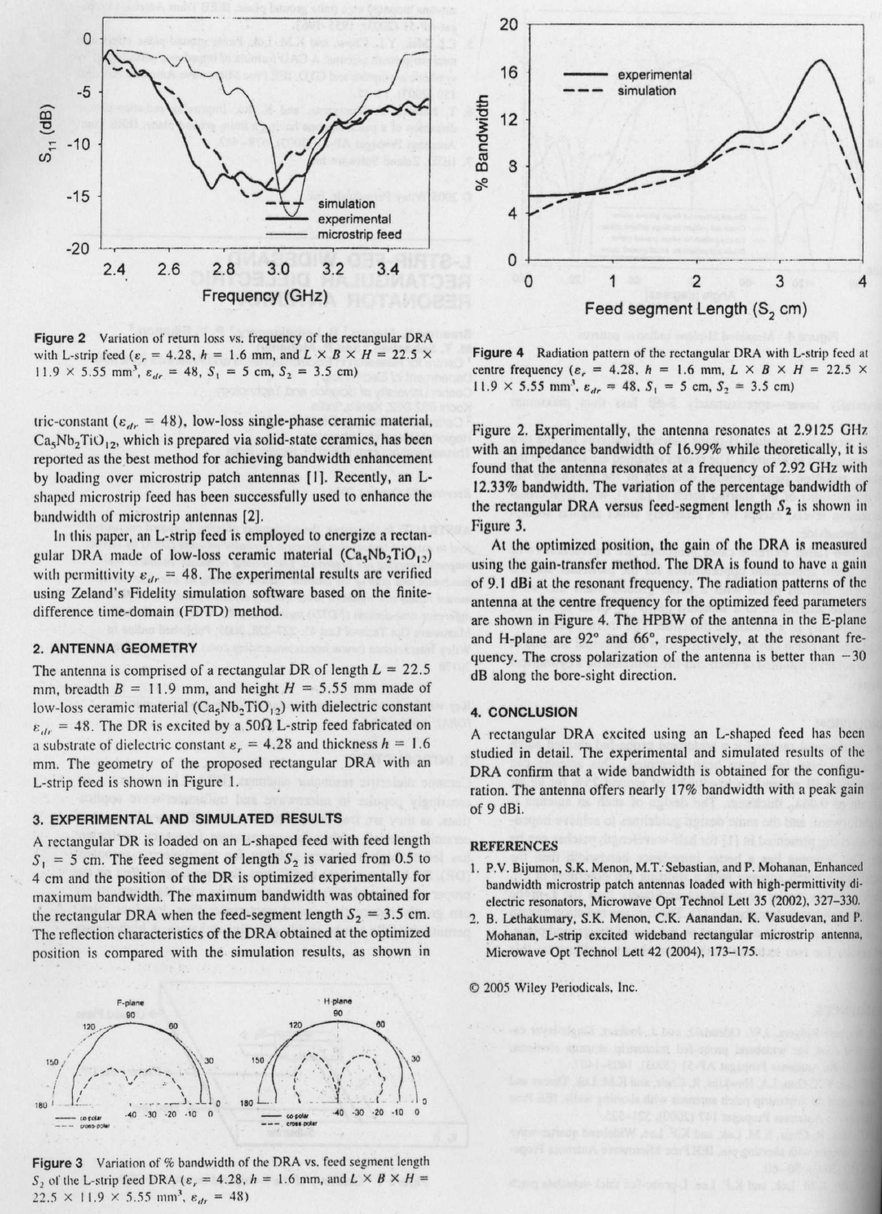Figure 2 Variation of return loss vs. frequency of the rectangular DRA with L-strip feed ($\varepsilon_r$ = 4.28, $h$ = 1.6 mm, and $L \times B \times H$ = 22.5 × 11.9 × 5.55 mm$^3$, $\varepsilon_{dr}$ = 48, $S_1$ = 5 cm, $S_2$ = 3.5 cm)

tric-constant ($\varepsilon_{dr}$ = 48), low-loss single-phase ceramic material, $Ca_5Nb_2TiO_{12}$, which is prepared via solid-state ceramics, has been reported as the best method for achieving bandwidth enhancement by loading over microstrip patch antennas [1]. Recently, an L-shaped microstrip feed has been successfully used to enhance the bandwidth of microstrip antennas [2].

In this paper, an L-strip feed is employed to energize a rectangular DRA made of low-loss ceramic material ($Ca_5Nb_2TiO_{12}$) with permittivity $\varepsilon_{dr}$ = 48. The experimental results are verified using Zeland's Fidelity simulation software based on the finite-difference time-domain (FDTD) method.

## 2. ANTENNA GEOMETRY

The antenna is comprised of a rectangular DR of length $L$ = 22.5 mm, breadth $B$ = 11.9 mm, and height $H$ = 5.55 mm made of low-loss ceramic material ($Ca_5Nb_2TiO_{12}$) with dielectric constant $\varepsilon_{dr}$ = 48. The DR is excited by a 50Ω L-strip feed fabricated on a substrate of dielectric constant $\varepsilon_r$ = 4.28 and thickness $h$ = 1.6 mm. The geometry of the proposed rectangular DRA with an L-strip feed is shown in Figure 1.

## 3. EXPERIMENTAL AND SIMULATED RESULTS

A rectangular DR is loaded on an L-shaped feed with feed length $S_1$ = 5 cm. The feed segment of length $S_2$ is varied from 0.5 to 4 cm and the position of the DR is optimized experimentally for maximum bandwidth. The maximum bandwidth was obtained for the rectangular DRA when the feed-segment length $S_2$ = 3.5 cm. The reflection characteristics of the DRA obtained at the optimized position is compared with the simulation results, as shown in Figure 2. Experimentally, the antenna resonates at 2.9125 GHz with an impedance bandwidth of 16.99% while theoretically, it is found that the antenna resonates at a frequency of 2.92 GHz with 12.33% bandwidth. The variation of the percentage bandwidth of the rectangular DRA versus feed-segment length $S_2$ is shown in Figure 3.

At the optimized position, the gain of the DRA is measured using the gain-transfer method. The DRA is found to have a gain of 9.1 dBi at the resonant frequency. The radiation patterns of the antenna at the centre frequency for the optimized feed parameters are shown in Figure 4. The HPBW of the antenna in the E-plane and H-plane are 92° and 66°, respectively, at the resonant frequency. The cross polarization of the antenna is better than −30 dB along the bore-sight direction.

Figure 3 Variation of % bandwidth of the DRA vs. feed segment length $S_2$ of the L-strip feed DRA ($\varepsilon_r$ = 4.28, $h$ = 1.6 mm, and $L \times B \times H$ = 22.5 × 11.9 × 5.55 mm$^3$, $\varepsilon_{dr}$ = 48)

Figure 4 Radiation pattern of the rectangular DRA with L-strip feed at centre frequency ($\varepsilon_r$ = 4.28, $h$ = 1.6 mm, $L \times B \times H$ = 22.5 × 11.9 × 5.55 mm$^3$, $\varepsilon_{dr}$ = 48, $S_1$ = 5 cm, $S_2$ = 3.5 cm)

## 4. CONCLUSION

A rectangular DRA excited using an L-shaped feed has been studied in detail. The experimental and simulated results of the DRA confirm that a wide bandwidth is obtained for the configuration. The antenna offers nearly 17% bandwidth with a peak gain of 9 dBi.

## REFERENCES

1. P.V. Bijumon, S.K. Menon, M.T. Sebastian, and P. Mohanan, Enhanced bandwidth microstrip patch antennas loaded with high-permittivity dielectric resonators, Microwave Opt Technol Lett 35 (2002), 327–330.
2. B. Lethakumary, S.K. Menon, C.K. Aanandan, K. Vasudevan, and P. Mohanan, L-strip excited wideband rectangular microstrip antenna, Microwave Opt Technol Lett 42 (2004), 173–175.

© 2005 Wiley Periodicals, Inc.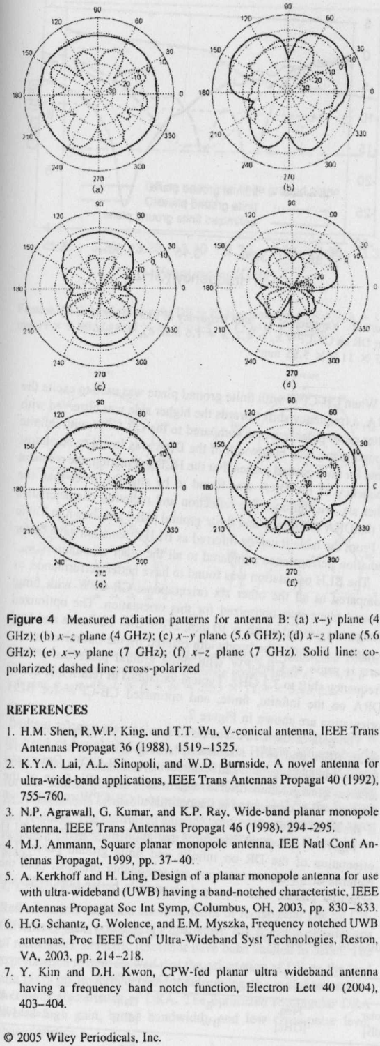90
120 60
150 30
180 0
210 330
240 300
270
(a)

90
120 60
150 30
180 0
210 330
240 300
270
(b)

90
120 60
150 30
180 0
210 330
240 300
270
(c)

90
120 60
150 30
180 0
210 330
240 300
270
(d)

90
120 60
150 30
180 0
210 330
240 300
270
(e)

90
120 60
150 30
180 0
210 330
240 300
270
(f)

**Figure 4** Measured radiation patterns for antenna B: (a) $x$–$y$ plane (4 GHz); (b) $x$–$z$ plane (4 GHz); (c) $x$–$y$ plane (5.6 GHz); (d) $x$–$z$ plane (5.6 GHz); (e) $x$–$y$ plane (7 GHz); (f) $x$–$z$ plane (7 GHz). Solid line: co-polarized; dashed line: cross-polarized

## REFERENCES

1. H.M. Shen, R.W.P. King, and T.T. Wu, V-conical antenna, IEEE Trans Antennas Propagat 36 (1988), 1519–1525.
2. K.Y.A. Lai, A.L. Sinopoli, and W.D. Burnside, A novel antenna for ultra-wide-band applications, IEEE Trans Antennas Propagat 40 (1992), 755–760.
3. N.P. Agrawall, G. Kumar, and K.P. Ray, Wide-band planar monopole antenna, IEEE Trans Antennas Propagat 46 (1998), 294–295.
4. M.J. Ammann, Square planar monopole antenna, IEE Natl Conf Antennas Propagat, 1999, pp. 37–40.
5. A. Kerkhoff and H. Ling, Design of a planar monopole antenna for use with ultra-wideband (UWB) having a band-notched characteristic, IEEE Antennas Propagat Soc Int Symp, Columbus, OH, 2003, pp. 830–833.
6. H.G. Schantz, G. Wolence, and E.M. Myszka, Frequency notched UWB antennas, Proc IEEE Conf Ultra-Wideband Syst Technologies, Reston, VA, 2003, pp. 214–218.
7. Y. Kim and D.H. Kwon, CPW-fed planar ultra wideband antenna having a frequency band notch function, Electron Lett 40 (2004), 403–404.

© 2005 Wiley Periodicals, Inc.